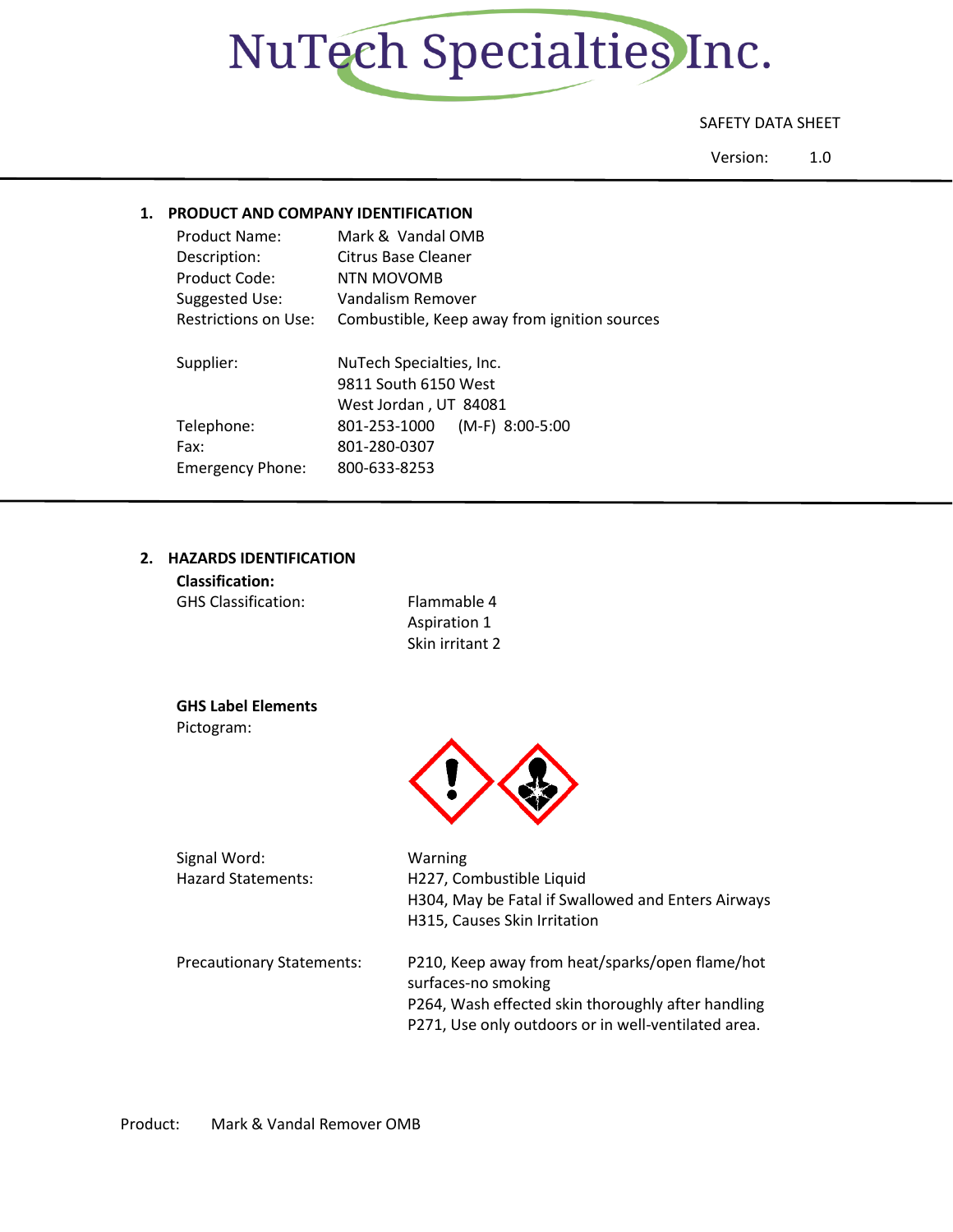# NuTech Specialties Inc.

SAFETY DATA SHEET

Version: 1.0

## 1. PRODUCT AND COMPANY IDENTIFICATION

| | |
|---|---|
| Product Name: | Mark & Vandal OMB |
| Description: | Citrus Base Cleaner |
| Product Code: | NTN MOVOMB |
| Suggested Use: | Vandalism Remover |
| Restrictions on Use: | Combustible, Keep away from ignition sources |
| Supplier: | NuTech Specialties, Inc.<br>9811 South 6150 West<br>West Jordan , UT 84081 |
| Telephone: | 801-253-1000 (M-F) 8:00-5:00 |
| Fax: | 801-280-0307 |
| Emergency Phone: | 800-633-8253 |

## 2. HAZARDS IDENTIFICATION

**Classification:**

GHS Classification:
- Flammable 4
- Aspiration 1
- Skin irritant 2

**GHS Label Elements**

Pictogram:

Signal Word: Warning

Hazard Statements:
- H227, Combustible Liquid
- H304, May be Fatal if Swallowed and Enters Airways
- H315, Causes Skin Irritation

Precautionary Statements:
- P210, Keep away from heat/sparks/open flame/hot surfaces-no smoking
- P264, Wash effected skin thoroughly after handling
- P271, Use only outdoors or in well-ventilated area.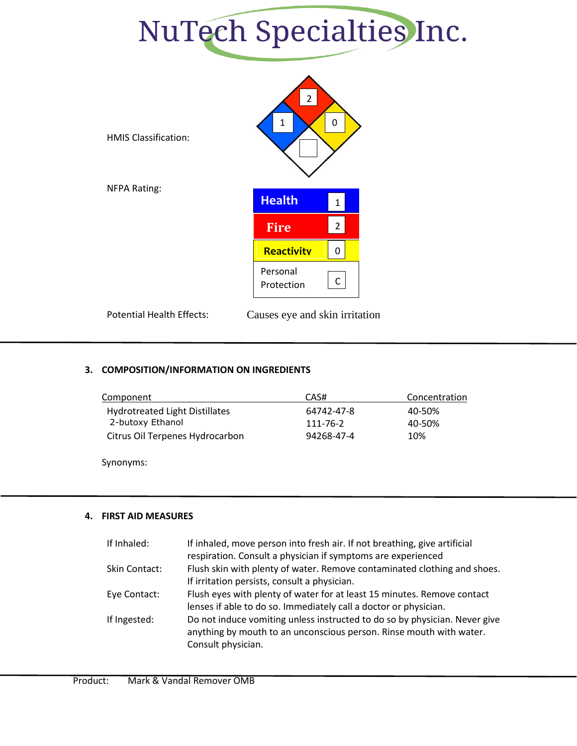# NuTech Specialties Inc.

HMIS Classification:

| Health | Fire | Reactivity | Special |
|---|---|---|---|
| 1 | 2 | 0 | |

NFPA Rating:

| | |
|---|---|
| Health | 1 |
| Fire | 2 |
| Reactivity | 0 |
| Personal Protection | C |

Potential Health Effects: Causes eye and skin irritation

---

## 3. COMPOSITION/INFORMATION ON INGREDIENTS

| Component | CAS# | Concentration |
|---|---|---|
| Hydrotreated Light Distillates | 64742-47-8 | 40-50% |
| 2-butoxy Ethanol | 111-76-2 | 40-50% |
| Citrus Oil Terpenes Hydrocarbon | 94268-47-4 | 10% |

Synonyms:

---

## 4. FIRST AID MEASURES

| | |
|---|---|
| If Inhaled: | If inhaled, move person into fresh air. If not breathing, give artificial respiration. Consult a physician if symptoms are experienced |
| Skin Contact: | Flush skin with plenty of water. Remove contaminated clothing and shoes. If irritation persists, consult a physician. |
| Eye Contact: | Flush eyes with plenty of water for at least 15 minutes. Remove contact lenses if able to do so. Immediately call a doctor or physician. |
| If Ingested: | Do not induce vomiting unless instructed to do so by physician. Never give anything by mouth to an unconscious person. Rinse mouth with water. Consult physician. |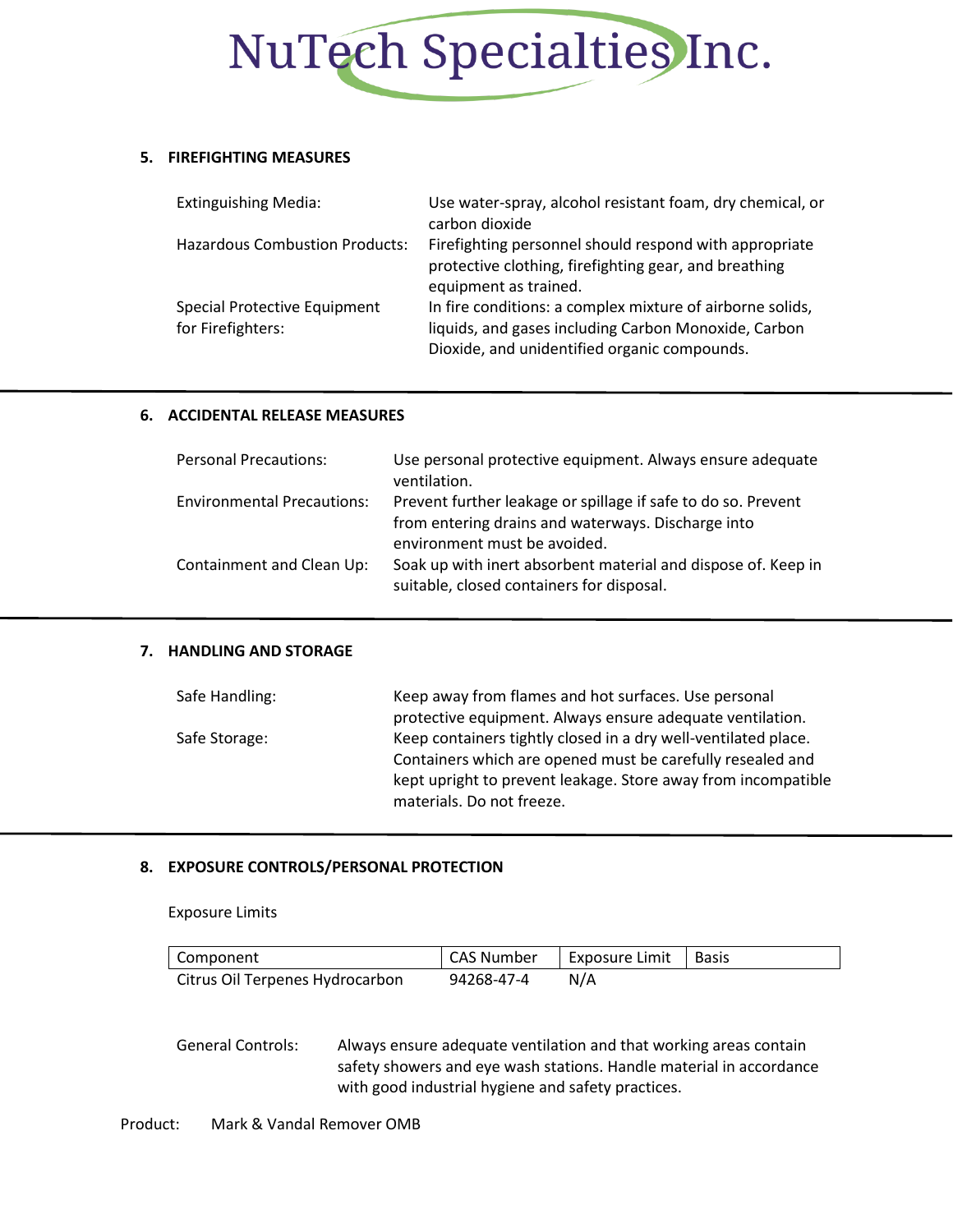## 5. FIREFIGHTING MEASURES

| | |
|---|---|
| Extinguishing Media: | Use water-spray, alcohol resistant foam, dry chemical, or carbon dioxide |
| Hazardous Combustion Products: | Firefighting personnel should respond with appropriate protective clothing, firefighting gear, and breathing equipment as trained. |
| Special Protective Equipment for Firefighters: | In fire conditions: a complex mixture of airborne solids, liquids, and gases including Carbon Monoxide, Carbon Dioxide, and unidentified organic compounds. |

## 6. ACCIDENTAL RELEASE MEASURES

| | |
|---|---|
| Personal Precautions: | Use personal protective equipment. Always ensure adequate ventilation. |
| Environmental Precautions: | Prevent further leakage or spillage if safe to do so. Prevent from entering drains and waterways. Discharge into environment must be avoided. |
| Containment and Clean Up: | Soak up with inert absorbent material and dispose of. Keep in suitable, closed containers for disposal. |

## 7. HANDLING AND STORAGE

| | |
|---|---|
| Safe Handling: | Keep away from flames and hot surfaces. Use personal protective equipment. Always ensure adequate ventilation. |
| Safe Storage: | Keep containers tightly closed in a dry well-ventilated place. Containers which are opened must be carefully resealed and kept upright to prevent leakage. Store away from incompatible materials. Do not freeze. |

## 8. EXPOSURE CONTROLS/PERSONAL PROTECTION

Exposure Limits

| Component | CAS Number | Exposure Limit | Basis |
|---|---|---|---|
| Citrus Oil Terpenes Hydrocarbon | 94268-47-4 | N/A | |

| | |
|---|---|
| General Controls: | Always ensure adequate ventilation and that working areas contain safety showers and eye wash stations. Handle material in accordance with good industrial hygiene and safety practices. |

Product: Mark & Vandal Remover OMB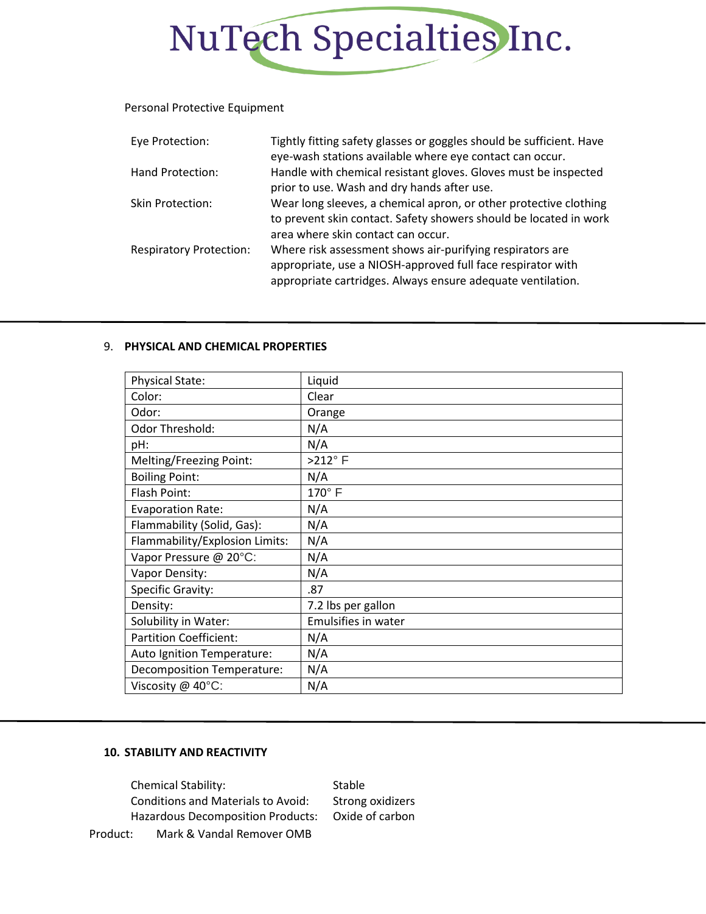Personal Protective Equipment

| | |
|---|---|
| Eye Protection: | Tightly fitting safety glasses or goggles should be sufficient. Have eye-wash stations available where eye contact can occur. |
| Hand Protection: | Handle with chemical resistant gloves. Gloves must be inspected prior to use. Wash and dry hands after use. |
| Skin Protection: | Wear long sleeves, a chemical apron, or other protective clothing to prevent skin contact. Safety showers should be located in work area where skin contact can occur. |
| Respiratory Protection: | Where risk assessment shows air-purifying respirators are appropriate, use a NIOSH-approved full face respirator with appropriate cartridges. Always ensure adequate ventilation. |

## 9. PHYSICAL AND CHEMICAL PROPERTIES

| | |
|---|---|
| Physical State: | Liquid |
| Color: | Clear |
| Odor: | Orange |
| Odor Threshold: | N/A |
| pH: | N/A |
| Melting/Freezing Point: | >212° F |
| Boiling Point: | N/A |
| Flash Point: | 170° F |
| Evaporation Rate: | N/A |
| Flammability (Solid, Gas): | N/A |
| Flammability/Explosion Limits: | N/A |
| Vapor Pressure @ 20°C: | N/A |
| Vapor Density: | N/A |
| Specific Gravity: | .87 |
| Density: | 7.2 lbs per gallon |
| Solubility in Water: | Emulsifies in water |
| Partition Coefficient: | N/A |
| Auto Ignition Temperature: | N/A |
| Decomposition Temperature: | N/A |
| Viscosity @ 40°C: | N/A |

## 10. STABILITY AND REACTIVITY

| | |
|---|---|
| Chemical Stability: | Stable |
| Conditions and Materials to Avoid: | Strong oxidizers |
| Hazardous Decomposition Products: | Oxide of carbon |

Product: Mark & Vandal Remover OMB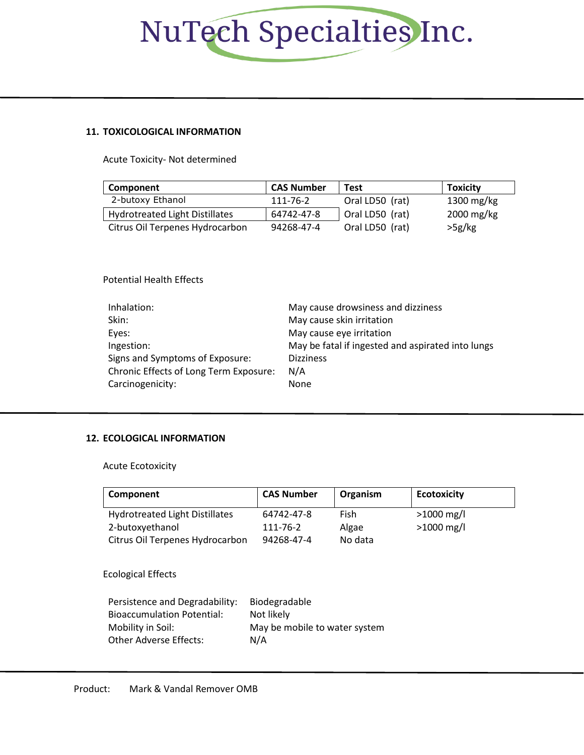## 11. TOXICOLOGICAL INFORMATION

Acute Toxicity- Not determined

| Component | CAS Number | Test | Toxicity |
|---|---|---|---|
| 2-butoxy Ethanol | 111-76-2 | Oral LD50 (rat) | 1300 mg/kg |
| Hydrotreated Light Distillates | 64742-47-8 | Oral LD50 (rat) | 2000 mg/kg |
| Citrus Oil Terpenes Hydrocarbon | 94268-47-4 | Oral LD50 (rat) | >5g/kg |

Potential Health Effects

| | |
|---|---|
| Inhalation: | May cause drowsiness and dizziness |
| Skin: | May cause skin irritation |
| Eyes: | May cause eye irritation |
| Ingestion: | May be fatal if ingested and aspirated into lungs |
| Signs and Symptoms of Exposure: | Dizziness |
| Chronic Effects of Long Term Exposure: | N/A |
| Carcinogenicity: | None |

## 12. ECOLOGICAL INFORMATION

Acute Ecotoxicity

| Component | CAS Number | Organism | Ecotoxicity |
|---|---|---|---|
| Hydrotreated Light Distillates | 64742-47-8 | Fish | >1000 mg/l |
| 2-butoxyethanol | 111-76-2 | Algae | >1000 mg/l |
| Citrus Oil Terpenes Hydrocarbon | 94268-47-4 | No data | |

Ecological Effects

| | |
|---|---|
| Persistence and Degradability: | Biodegradable |
| Bioaccumulation Potential: | Not likely |
| Mobility in Soil: | May be mobile to water system |
| Other Adverse Effects: | N/A |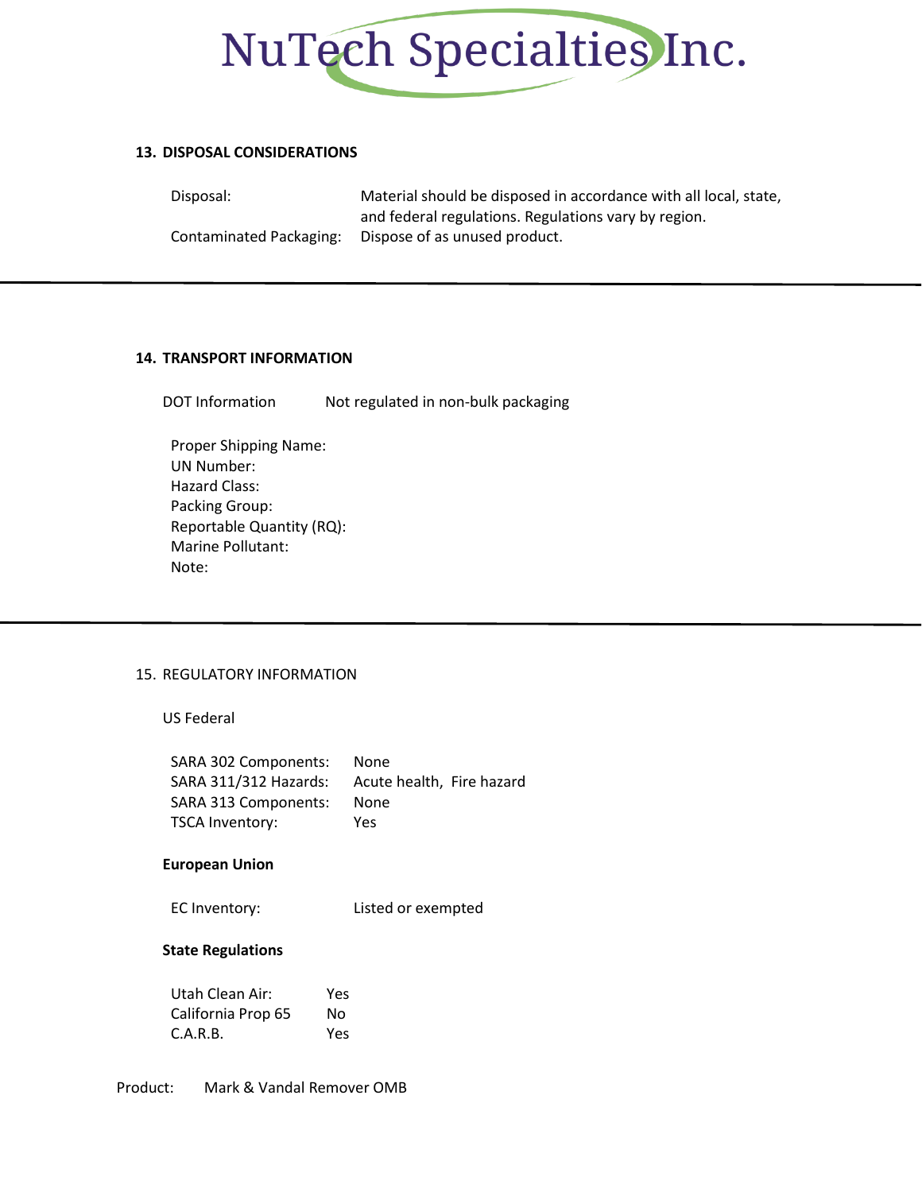## 13. DISPOSAL CONSIDERATIONS

| | |
|---|---|
| Disposal: | Material should be disposed in accordance with all local, state, and federal regulations. Regulations vary by region. |
| Contaminated Packaging: | Dispose of as unused product. |

---

## 14. TRANSPORT INFORMATION

DOT Information Not regulated in non-bulk packaging

Proper Shipping Name:
UN Number:
Hazard Class:
Packing Group:
Reportable Quantity (RQ):
Marine Pollutant:
Note:

---

## 15. REGULATORY INFORMATION

US Federal

| | |
|---|---|
| SARA 302 Components: | None |
| SARA 311/312 Hazards: | Acute health, Fire hazard |
| SARA 313 Components: | None |
| TSCA Inventory: | Yes |

**European Union**

| | |
|---|---|
| EC Inventory: | Listed or exempted |

**State Regulations**

| | |
|---|---|
| Utah Clean Air: | Yes |
| California Prop 65 | No |
| C.A.R.B. | Yes |

Product: Mark & Vandal Remover OMB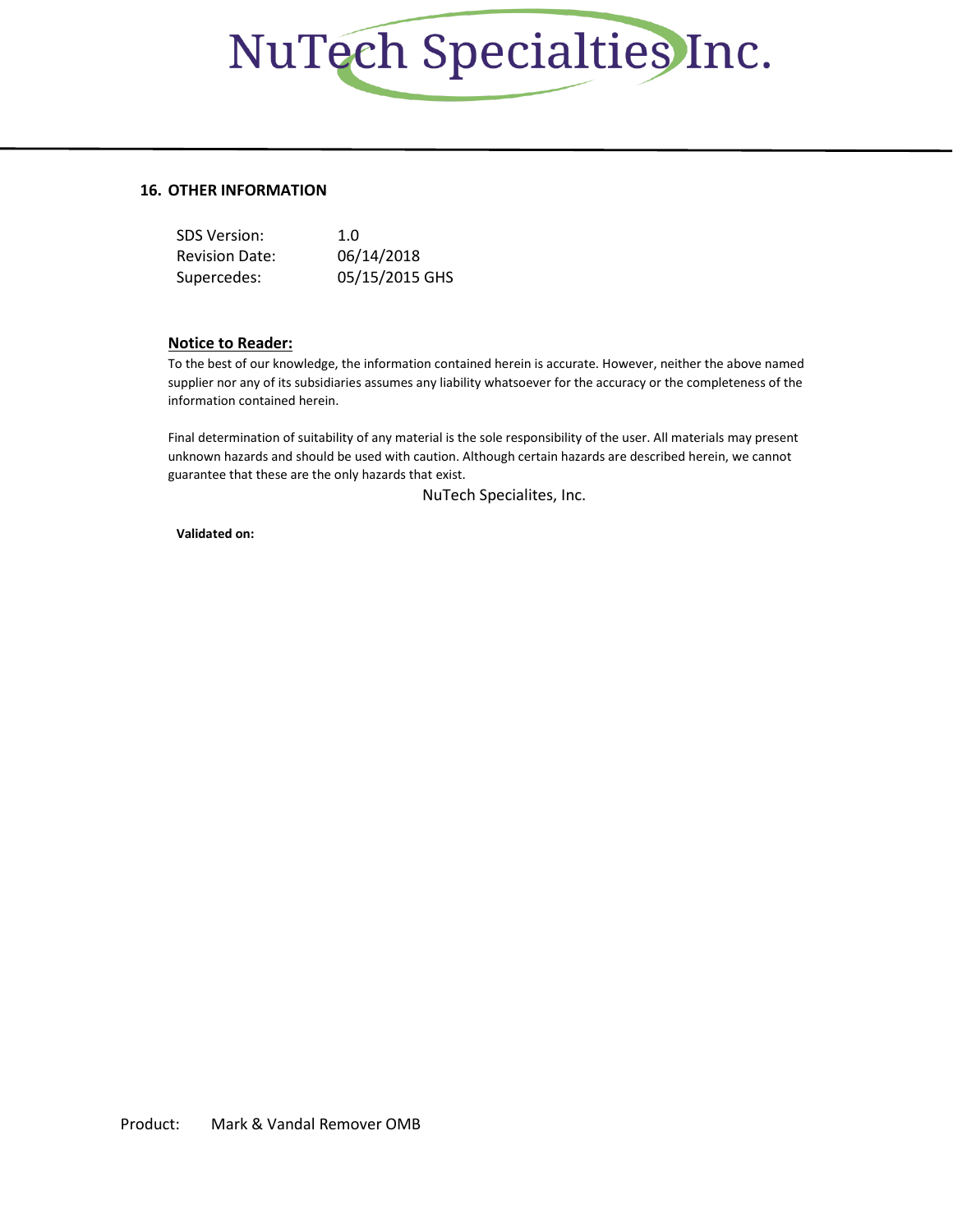## 16. OTHER INFORMATION

| | |
|---|---|
| SDS Version: | 1.0 |
| Revision Date: | 06/14/2018 |
| Supercedes: | 05/15/2015 GHS |

**Notice to Reader:**

To the best of our knowledge, the information contained herein is accurate. However, neither the above named supplier nor any of its subsidiaries assumes any liability whatsoever for the accuracy or the completeness of the information contained herein.

Final determination of suitability of any material is the sole responsibility of the user. All materials may present unknown hazards and should be used with caution. Although certain hazards are described herein, we cannot guarantee that these are the only hazards that exist.

NuTech Specialites, Inc.

**Validated on:**

Product: Mark & Vandal Remover OMB